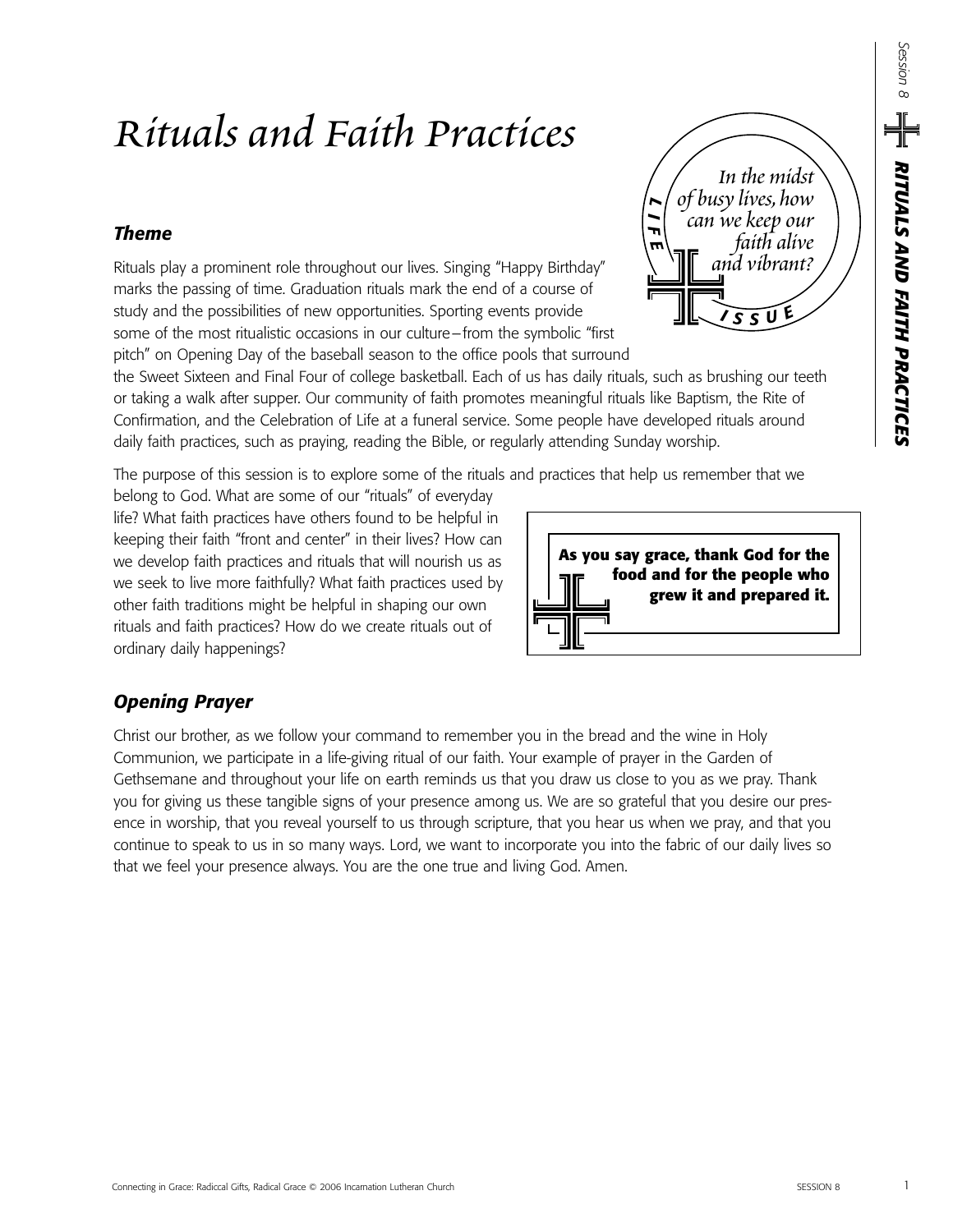# Rituals and Faith Practices

**LIFE ISSUE**

*In the midst of busy lives, how can we keep our faith alive and vibrant?*

## *Theme*

Rituals play a prominent role throughout our lives. Singing "Happy Birthday" marks the passing of time. Graduation rituals mark the end of a course of study and the possibilities of new opportunities. Sporting events provide some of the most ritualistic occasions in our culture—from the symbolic "first pitch" on Opening Day of the baseball season to the office pools that surround the Sweet Sixteen and Final Four of college basketball. Each of us has daily rituals, such as brushing our teeth or taking a walk after supper. Our community of faith promotes meaningful rituals like Baptism, the Rite of Confirmation, and the Celebration of Life at a funeral service. Some people have developed rituals around daily faith practices, such as praying, reading the Bible, or regularly attending Sunday worship.

The purpose of this session is to explore some of the rituals and practices that help us remember that we belong to God. What are some of our "rituals" of everyday life? What faith practices have others found to be helpful in keeping their faith "front and center" in their lives? How can we develop faith practices and rituals that will nourish us as we seek to live more faithfully? What faith practices used by other faith traditions might be helpful in shaping our own rituals and faith practices? How do we create rituals out of ordinary daily happenings?

**As you say grace, thank God for the food and for the people who grew it and prepared it.**

## *Opening Prayer*

Christ our brother, as we follow your command to remember you in the bread and the wine in Holy Communion, we participate in a life-giving ritual of our faith. Your example of prayer in the Garden of Gethsemane and throughout your life on earth reminds us that you draw us close to you as we pray. Thank you for giving us these tangible signs of your presence among us. We are so grateful that you desire our presence in worship, that you reveal yourself to us through scripture, that you hear us when we pray, and that you continue to speak to us in so many ways. Lord, we want to incorporate you into the fabric of our daily lives so that we feel your presence always. You are the one true and living God. Amen.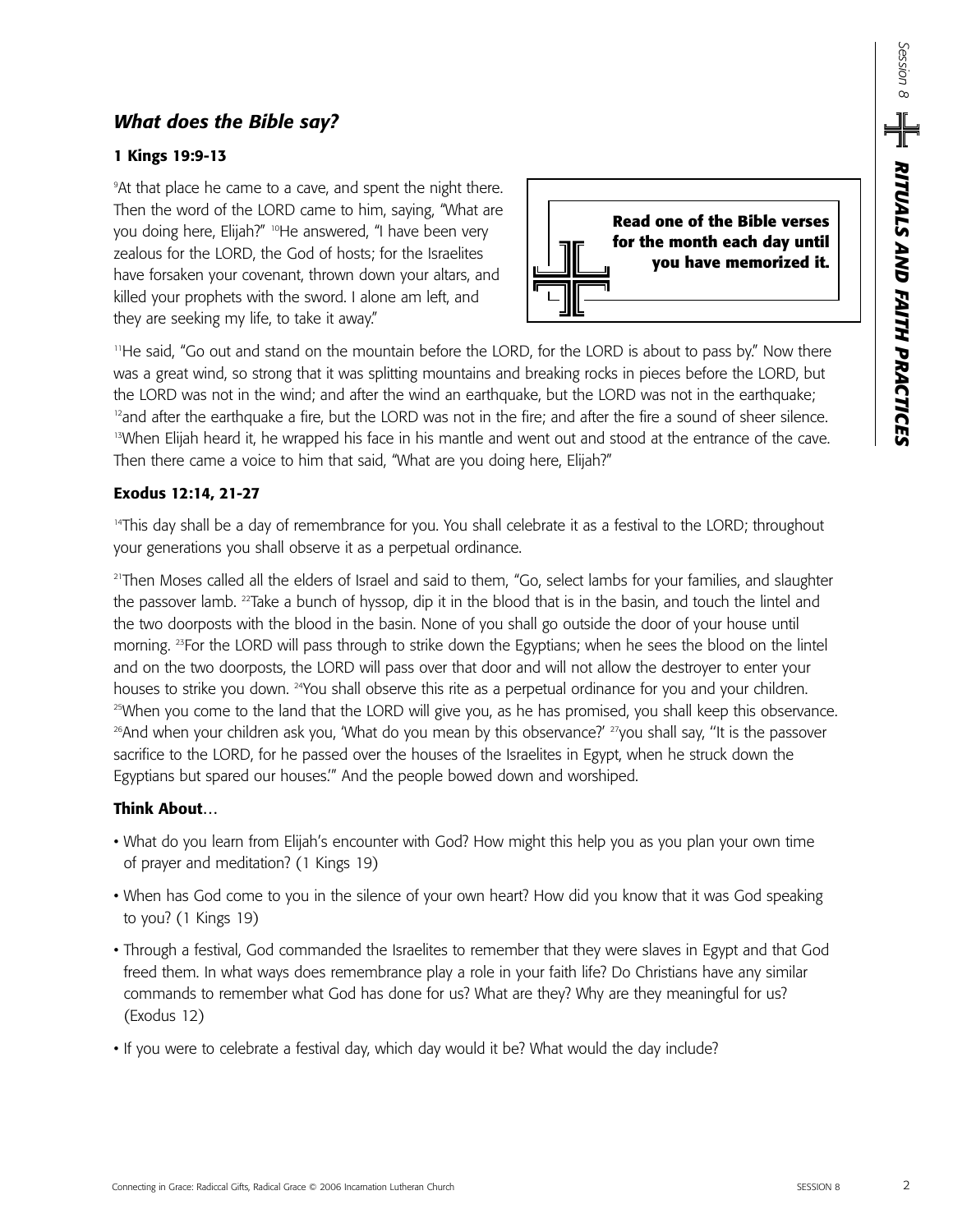## *What does the Bible say?*

### 1 Kings 19:9-13

[9]At that place he came to a cave, and spent the night there. Then the word of the LORD came to him, saying, "What are you doing here, Elijah?" [10]He answered, "I have been very zealous for the LORD, the God of hosts; for the Israelites have forsaken your covenant, thrown down your altars, and killed your prophets with the sword. I alone am left, and they are seeking my life, to take it away."

**Read one of the Bible verses for the month each day until you have memorized it.**

[11]He said, "Go out and stand on the mountain before the LORD, for the LORD is about to pass by." Now there was a great wind, so strong that it was splitting mountains and breaking rocks in pieces before the LORD, but the LORD was not in the wind; and after the wind an earthquake, but the LORD was not in the earthquake; [12]and after the earthquake a fire, but the LORD was not in the fire; and after the fire a sound of sheer silence. [13]When Elijah heard it, he wrapped his face in his mantle and went out and stood at the entrance of the cave. Then there came a voice to him that said, "What are you doing here, Elijah?"

### Exodus 12:14, 21-27

[14]This day shall be a day of remembrance for you. You shall celebrate it as a festival to the LORD; throughout your generations you shall observe it as a perpetual ordinance.

[21]Then Moses called all the elders of Israel and said to them, "Go, select lambs for your families, and slaughter the passover lamb. [22]Take a bunch of hyssop, dip it in the blood that is in the basin, and touch the lintel and the two doorposts with the blood in the basin. None of you shall go outside the door of your house until morning. [23]For the LORD will pass through to strike down the Egyptians; when he sees the blood on the lintel and on the two doorposts, the LORD will pass over that door and will not allow the destroyer to enter your houses to strike you down. [24]You shall observe this rite as a perpetual ordinance for you and your children. [25]When you come to the land that the LORD will give you, as he has promised, you shall keep this observance. [26]And when your children ask you, 'What do you mean by this observance?' [27]you shall say, "It is the passover sacrifice to the LORD, for he passed over the houses of the Israelites in Egypt, when he struck down the Egyptians but spared our houses.'" And the people bowed down and worshiped.

### Think About…

- What do you learn from Elijah's encounter with God? How might this help you as you plan your own time of prayer and meditation? (1 Kings 19)
- When has God come to you in the silence of your own heart? How did you know that it was God speaking to you? (1 Kings 19)
- Through a festival, God commanded the Israelites to remember that they were slaves in Egypt and that God freed them. In what ways does remembrance play a role in your faith life? Do Christians have any similar commands to remember what God has done for us? What are they? Why are they meaningful for us? (Exodus 12)
- If you were to celebrate a festival day, which day would it be? What would the day include?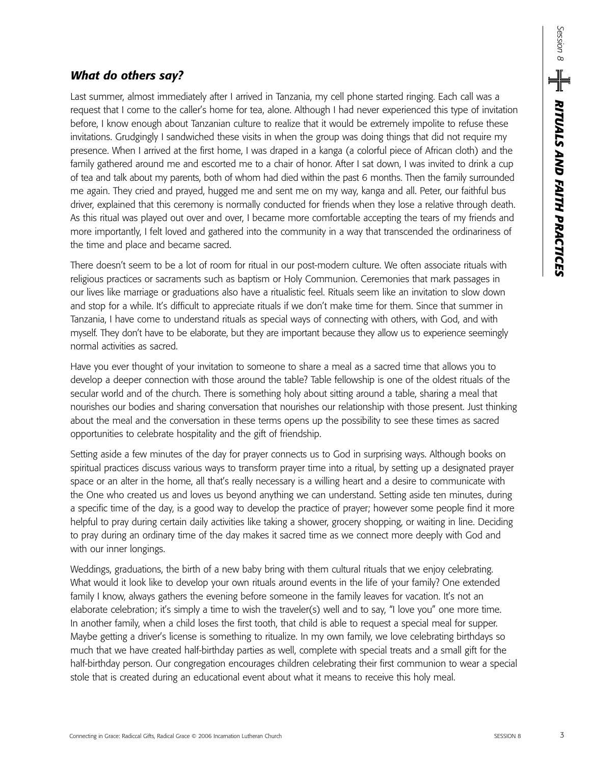## *What do others say?*

Last summer, almost immediately after I arrived in Tanzania, my cell phone started ringing. Each call was a request that I come to the caller's home for tea, alone. Although I had never experienced this type of invitation before, I know enough about Tanzanian culture to realize that it would be extremely impolite to refuse these invitations. Grudgingly I sandwiched these visits in when the group was doing things that did not require my presence. When I arrived at the first home, I was draped in a kanga (a colorful piece of African cloth) and the family gathered around me and escorted me to a chair of honor. After I sat down, I was invited to drink a cup of tea and talk about my parents, both of whom had died within the past 6 months. Then the family surrounded me again. They cried and prayed, hugged me and sent me on my way, kanga and all. Peter, our faithful bus driver, explained that this ceremony is normally conducted for friends when they lose a relative through death. As this ritual was played out over and over, I became more comfortable accepting the tears of my friends and more importantly, I felt loved and gathered into the community in a way that transcended the ordinariness of the time and place and became sacred.

There doesn't seem to be a lot of room for ritual in our post-modern culture. We often associate rituals with religious practices or sacraments such as baptism or Holy Communion. Ceremonies that mark passages in our lives like marriage or graduations also have a ritualistic feel. Rituals seem like an invitation to slow down and stop for a while. It's difficult to appreciate rituals if we don't make time for them. Since that summer in Tanzania, I have come to understand rituals as special ways of connecting with others, with God, and with myself. They don't have to be elaborate, but they are important because they allow us to experience seemingly normal activities as sacred.

Have you ever thought of your invitation to someone to share a meal as a sacred time that allows you to develop a deeper connection with those around the table? Table fellowship is one of the oldest rituals of the secular world and of the church. There is something holy about sitting around a table, sharing a meal that nourishes our bodies and sharing conversation that nourishes our relationship with those present. Just thinking about the meal and the conversation in these terms opens up the possibility to see these times as sacred opportunities to celebrate hospitality and the gift of friendship.

Setting aside a few minutes of the day for prayer connects us to God in surprising ways. Although books on spiritual practices discuss various ways to transform prayer time into a ritual, by setting up a designated prayer space or an alter in the home, all that's really necessary is a willing heart and a desire to communicate with the One who created us and loves us beyond anything we can understand. Setting aside ten minutes, during a specific time of the day, is a good way to develop the practice of prayer; however some people find it more helpful to pray during certain daily activities like taking a shower, grocery shopping, or waiting in line. Deciding to pray during an ordinary time of the day makes it sacred time as we connect more deeply with God and with our inner longings.

Weddings, graduations, the birth of a new baby bring with them cultural rituals that we enjoy celebrating. What would it look like to develop your own rituals around events in the life of your family? One extended family I know, always gathers the evening before someone in the family leaves for vacation. It's not an elaborate celebration; it's simply a time to wish the traveler(s) well and to say, "I love you" one more time. In another family, when a child loses the first tooth, that child is able to request a special meal for supper. Maybe getting a driver's license is something to ritualize. In my own family, we love celebrating birthdays so much that we have created half-birthday parties as well, complete with special treats and a small gift for the half-birthday person. Our congregation encourages children celebrating their first communion to wear a special stole that is created during an educational event about what it means to receive this holy meal.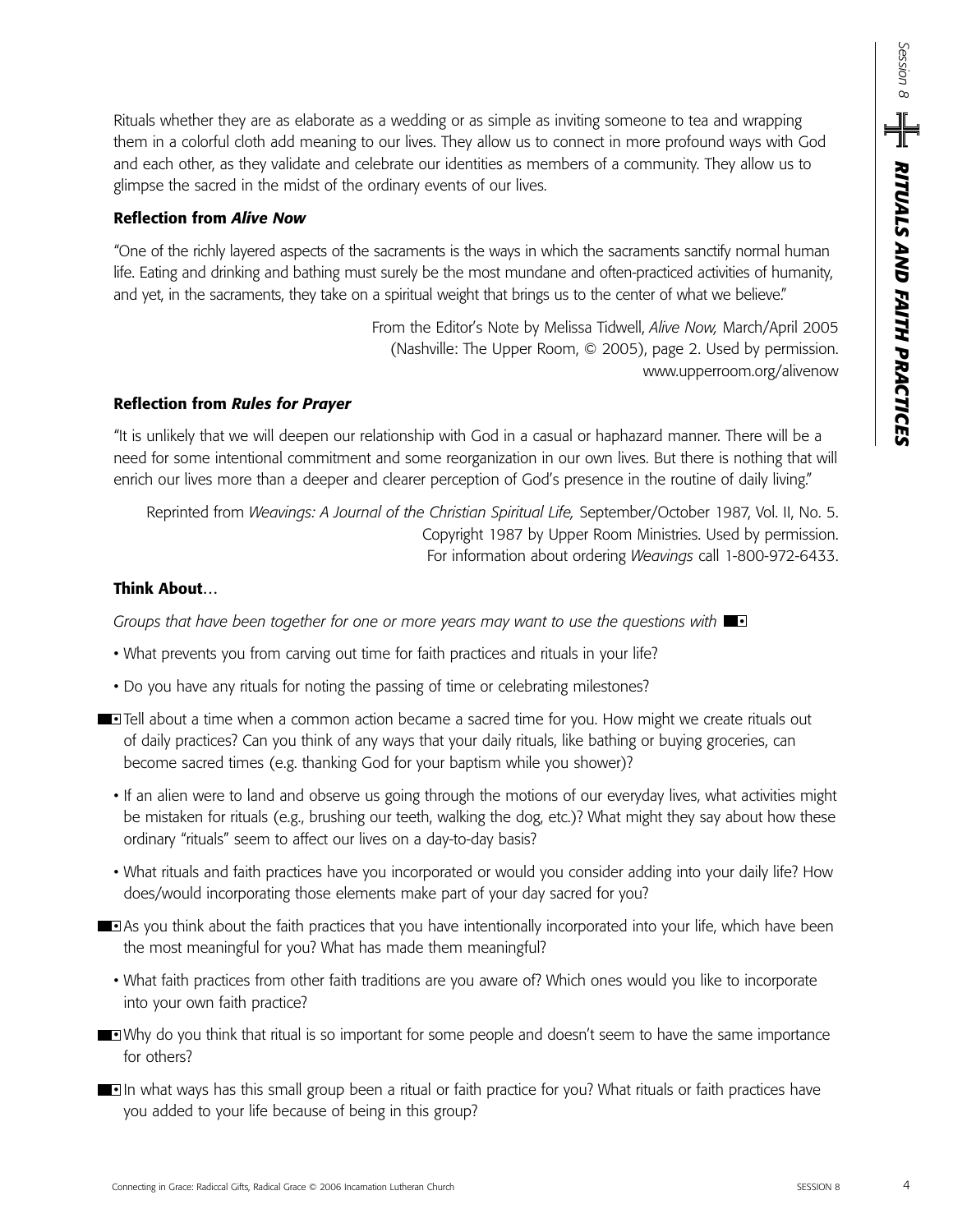Rituals whether they are as elaborate as a wedding or as simple as inviting someone to tea and wrapping them in a colorful cloth add meaning to our lives. They allow us to connect in more profound ways with God and each other, as they validate and celebrate our identities as members of a community. They allow us to glimpse the sacred in the midst of the ordinary events of our lives.

**Reflection from *Alive Now***

"One of the richly layered aspects of the sacraments is the ways in which the sacraments sanctify normal human life. Eating and drinking and bathing must surely be the most mundane and often-practiced activities of humanity, and yet, in the sacraments, they take on a spiritual weight that brings us to the center of what we believe."

From the Editor's Note by Melissa Tidwell, *Alive Now,* March/April 2005 (Nashville: The Upper Room, © 2005), page 2. Used by permission. www.upperroom.org/alivenow

**Reflection from *Rules for Prayer***

"It is unlikely that we will deepen our relationship with God in a casual or haphazard manner. There will be a need for some intentional commitment and some reorganization in our own lives. But there is nothing that will enrich our lives more than a deeper and clearer perception of God's presence in the routine of daily living."

Reprinted from *Weavings: A Journal of the Christian Spiritual Life,* September/October 1987, Vol. II, No. 5. Copyright 1987 by Upper Room Ministries. Used by permission. For information about ordering *Weavings* call 1-800-972-6433.

**Think About**…

*Groups that have been together for one or more years may want to use the questions with* ■▪

- What prevents you from carving out time for faith practices and rituals in your life?
- Do you have any rituals for noting the passing of time or celebrating milestones?

■▪ Tell about a time when a common action became a sacred time for you. How might we create rituals out of daily practices? Can you think of any ways that your daily rituals, like bathing or buying groceries, can become sacred times (e.g. thanking God for your baptism while you shower)?

- If an alien were to land and observe us going through the motions of our everyday lives, what activities might be mistaken for rituals (e.g., brushing our teeth, walking the dog, etc.)? What might they say about how these ordinary "rituals" seem to affect our lives on a day-to-day basis?
- What rituals and faith practices have you incorporated or would you consider adding into your daily life? How does/would incorporating those elements make part of your day sacred for you?

■▪ As you think about the faith practices that you have intentionally incorporated into your life, which have been the most meaningful for you? What has made them meaningful?

- What faith practices from other faith traditions are you aware of? Which ones would you like to incorporate into your own faith practice?

■▪ Why do you think that ritual is so important for some people and doesn't seem to have the same importance for others?

■▪ In what ways has this small group been a ritual or faith practice for you? What rituals or faith practices have you added to your life because of being in this group?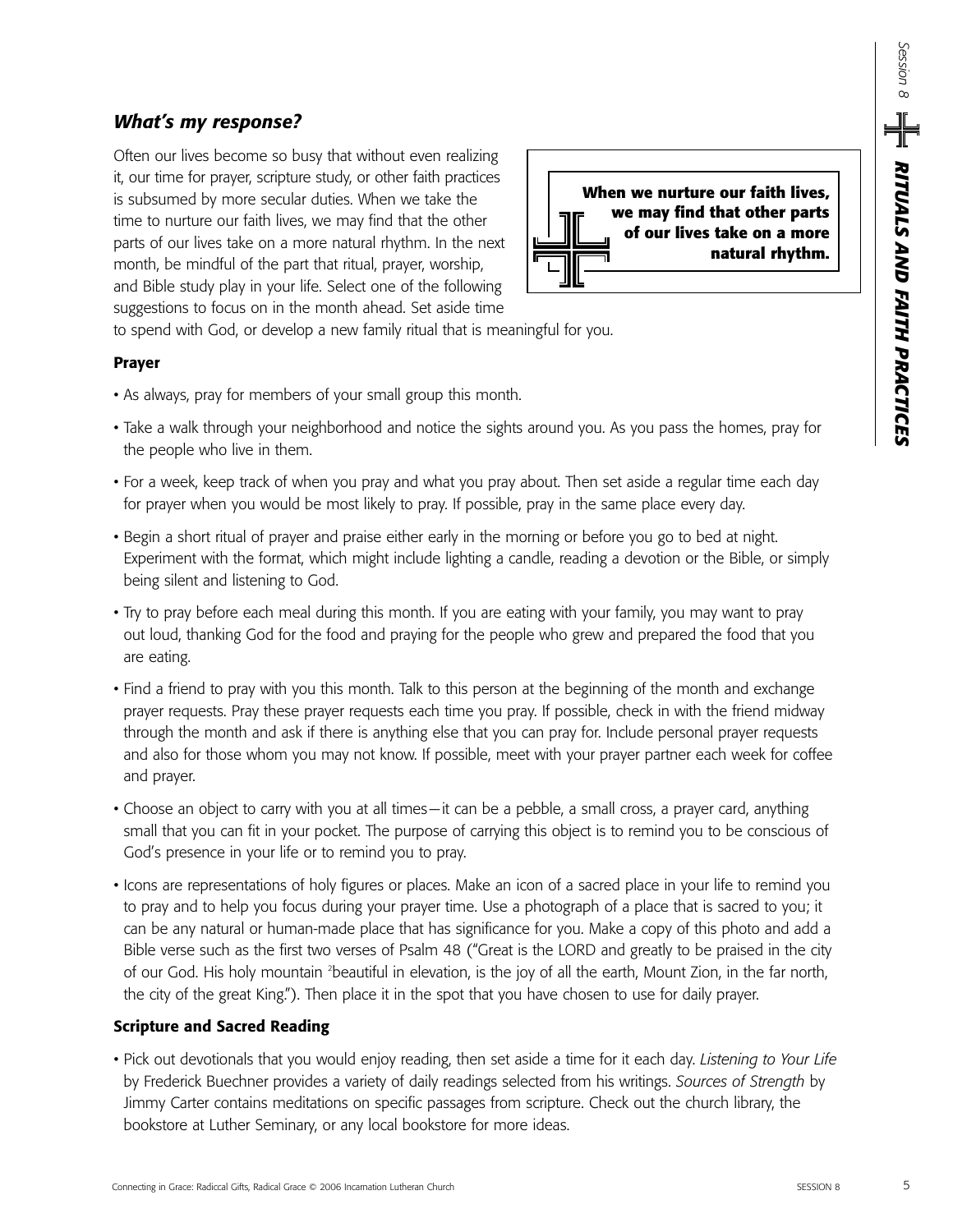## *What's my response?*

Often our lives become so busy that without even realizing it, our time for prayer, scripture study, or other faith practices is subsumed by more secular duties. When we take the time to nurture our faith lives, we may find that the other parts of our lives take on a more natural rhythm. In the next month, be mindful of the part that ritual, prayer, worship, and Bible study play in your life. Select one of the following suggestions to focus on in the month ahead. Set aside time to spend with God, or develop a new family ritual that is meaningful for you.

**When we nurture our faith lives, we may find that other parts of our lives take on a more natural rhythm.**

### Prayer

- As always, pray for members of your small group this month.
- Take a walk through your neighborhood and notice the sights around you. As you pass the homes, pray for the people who live in them.
- For a week, keep track of when you pray and what you pray about. Then set aside a regular time each day for prayer when you would be most likely to pray. If possible, pray in the same place every day.
- Begin a short ritual of prayer and praise either early in the morning or before you go to bed at night. Experiment with the format, which might include lighting a candle, reading a devotion or the Bible, or simply being silent and listening to God.
- Try to pray before each meal during this month. If you are eating with your family, you may want to pray out loud, thanking God for the food and praying for the people who grew and prepared the food that you are eating.
- Find a friend to pray with you this month. Talk to this person at the beginning of the month and exchange prayer requests. Pray these prayer requests each time you pray. If possible, check in with the friend midway through the month and ask if there is anything else that you can pray for. Include personal prayer requests and also for those whom you may not know. If possible, meet with your prayer partner each week for coffee and prayer.
- Choose an object to carry with you at all times—it can be a pebble, a small cross, a prayer card, anything small that you can fit in your pocket. The purpose of carrying this object is to remind you to be conscious of God's presence in your life or to remind you to pray.
- Icons are representations of holy figures or places. Make an icon of a sacred place in your life to remind you to pray and to help you focus during your prayer time. Use a photograph of a place that is sacred to you; it can be any natural or human-made place that has significance for you. Make a copy of this photo and add a Bible verse such as the first two verses of Psalm 48 ("Great is the LORD and greatly to be praised in the city of our God. His holy mountain [2]beautiful in elevation, is the joy of all the earth, Mount Zion, in the far north, the city of the great King."). Then place it in the spot that you have chosen to use for daily prayer.

### Scripture and Sacred Reading

- Pick out devotionals that you would enjoy reading, then set aside a time for it each day. *Listening to Your Life* by Frederick Buechner provides a variety of daily readings selected from his writings. *Sources of Strength* by Jimmy Carter contains meditations on specific passages from scripture. Check out the church library, the bookstore at Luther Seminary, or any local bookstore for more ideas.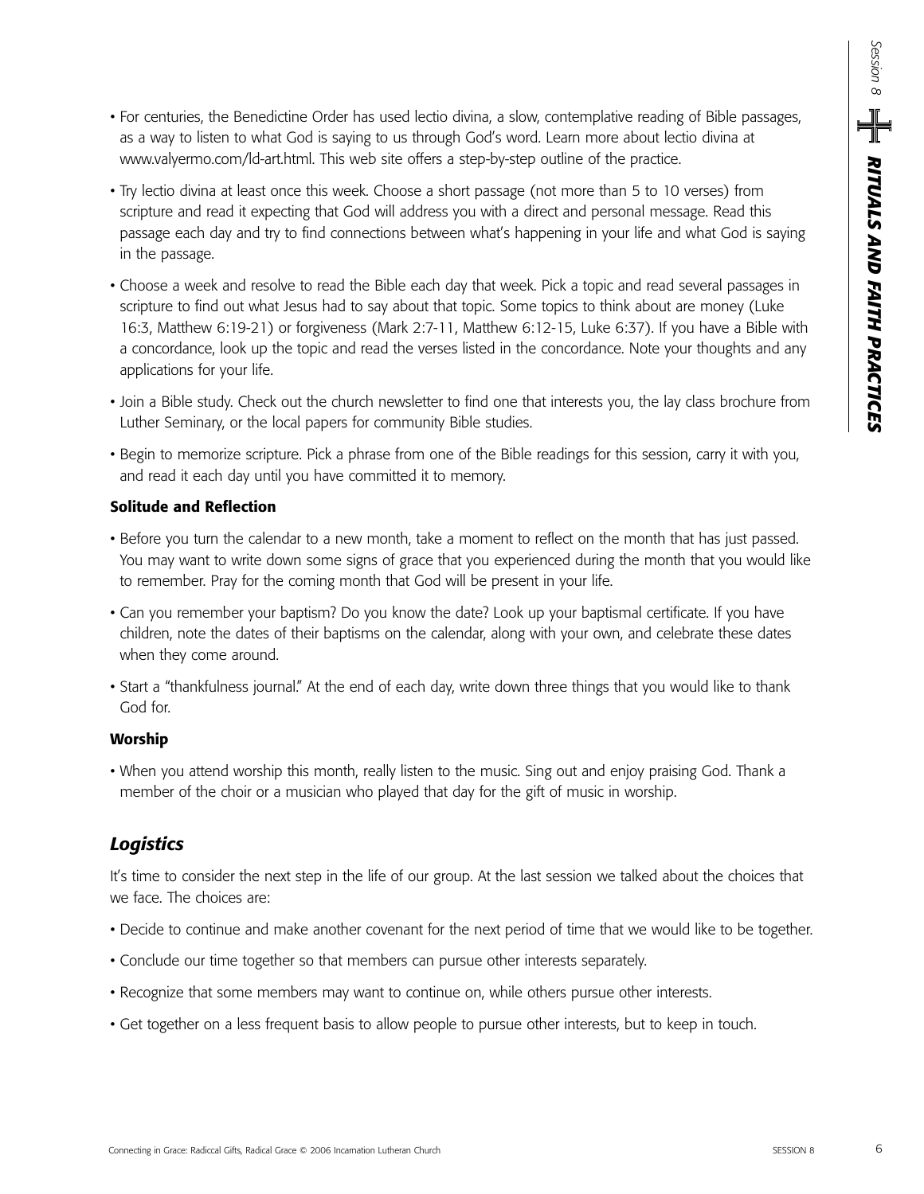- For centuries, the Benedictine Order has used lectio divina, a slow, contemplative reading of Bible passages, as a way to listen to what God is saying to us through God's word. Learn more about lectio divina at www.valyermo.com/ld-art.html. This web site offers a step-by-step outline of the practice.
- Try lectio divina at least once this week. Choose a short passage (not more than 5 to 10 verses) from scripture and read it expecting that God will address you with a direct and personal message. Read this passage each day and try to find connections between what's happening in your life and what God is saying in the passage.
- Choose a week and resolve to read the Bible each day that week. Pick a topic and read several passages in scripture to find out what Jesus had to say about that topic. Some topics to think about are money (Luke 16:3, Matthew 6:19-21) or forgiveness (Mark 2:7-11, Matthew 6:12-15, Luke 6:37). If you have a Bible with a concordance, look up the topic and read the verses listed in the concordance. Note your thoughts and any applications for your life.
- Join a Bible study. Check out the church newsletter to find one that interests you, the lay class brochure from Luther Seminary, or the local papers for community Bible studies.
- Begin to memorize scripture. Pick a phrase from one of the Bible readings for this session, carry it with you, and read it each day until you have committed it to memory.

**Solitude and Reflection**

- Before you turn the calendar to a new month, take a moment to reflect on the month that has just passed. You may want to write down some signs of grace that you experienced during the month that you would like to remember. Pray for the coming month that God will be present in your life.
- Can you remember your baptism? Do you know the date? Look up your baptismal certificate. If you have children, note the dates of their baptisms on the calendar, along with your own, and celebrate these dates when they come around.
- Start a "thankfulness journal." At the end of each day, write down three things that you would like to thank God for.

**Worship**

- When you attend worship this month, really listen to the music. Sing out and enjoy praising God. Thank a member of the choir or a musician who played that day for the gift of music in worship.

## *Logistics*

It's time to consider the next step in the life of our group. At the last session we talked about the choices that we face. The choices are:

- Decide to continue and make another covenant for the next period of time that we would like to be together.
- Conclude our time together so that members can pursue other interests separately.
- Recognize that some members may want to continue on, while others pursue other interests.
- Get together on a less frequent basis to allow people to pursue other interests, but to keep in touch.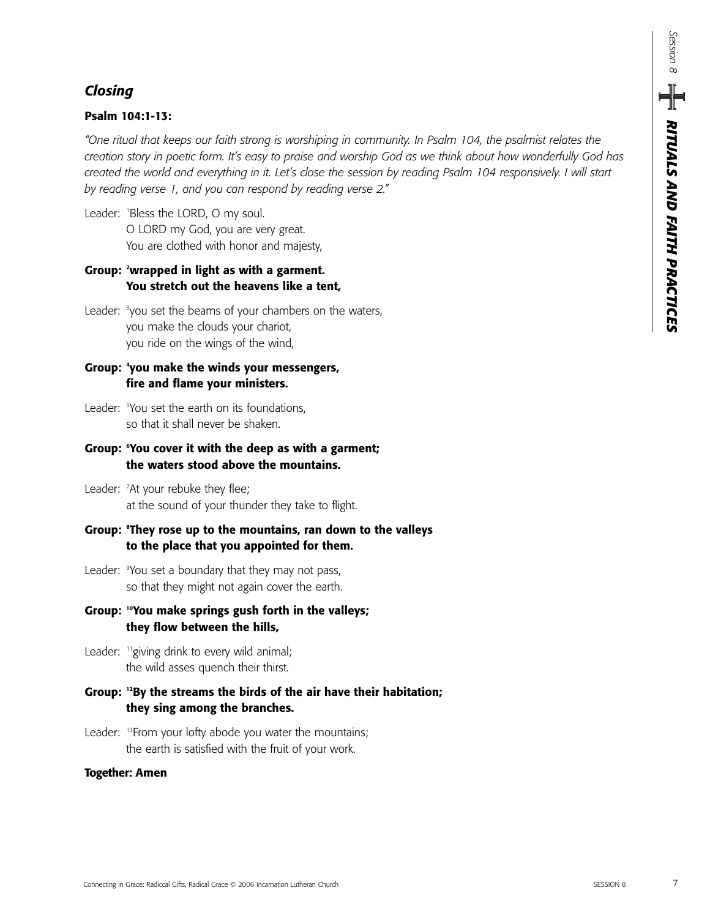## *Closing*

**Psalm 104:1-13:**

*"One ritual that keeps our faith strong is worshiping in community. In Psalm 104, the psalmist relates the creation story in poetic form. It's easy to praise and worship God as we think about how wonderfully God has created the world and everything in it. Let's close the session by reading Psalm 104 responsively. I will start by reading verse 1, and you can respond by reading verse 2."*

Leader: [1]Bless the LORD, O my soul.
O LORD my God, you are very great.
You are clothed with honor and majesty,

**Group: [2]wrapped in light as with a garment.
You stretch out the heavens like a tent,**

Leader: [3]you set the beams of your chambers on the waters,
you make the clouds your chariot,
you ride on the wings of the wind,

**Group: [4]you make the winds your messengers,
fire and flame your ministers.**

Leader: [5]You set the earth on its foundations,
so that it shall never be shaken.

**Group: [6]You cover it with the deep as with a garment;
the waters stood above the mountains.**

Leader: [7]At your rebuke they flee;
at the sound of your thunder they take to flight.

**Group: [8]They rose up to the mountains, ran down to the valleys
to the place that you appointed for them.**

Leader: [9]You set a boundary that they may not pass,
so that they might not again cover the earth.

**Group: [10]You make springs gush forth in the valleys;
they flow between the hills,**

Leader: [11]giving drink to every wild animal;
the wild asses quench their thirst.

**Group: [12]By the streams the birds of the air have their habitation;
they sing among the branches.**

Leader: [13]From your lofty abode you water the mountains;
the earth is satisfied with the fruit of your work.

**Together: Amen**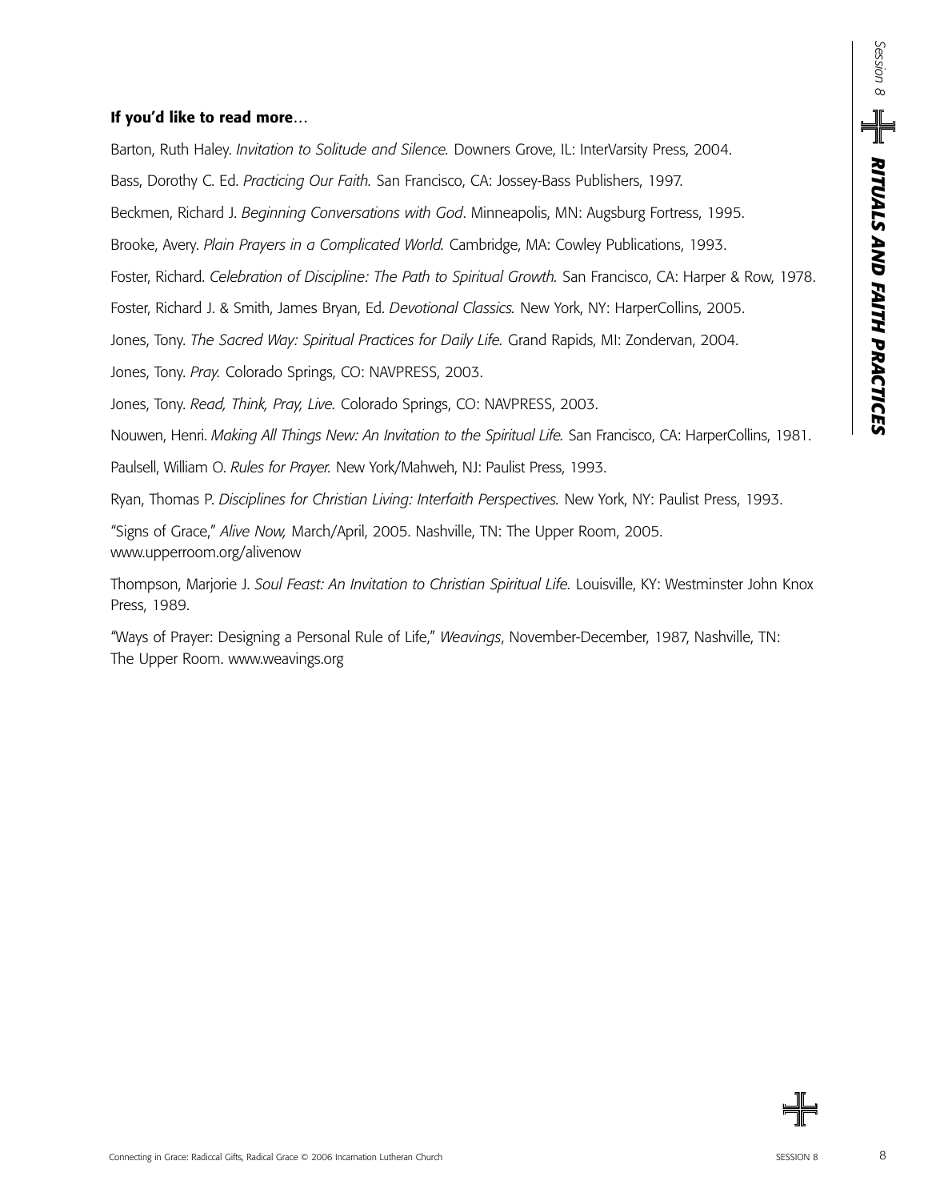**If you'd like to read more**…

Barton, Ruth Haley. *Invitation to Solitude and Silence.* Downers Grove, IL: InterVarsity Press, 2004.

Bass, Dorothy C. Ed. *Practicing Our Faith.* San Francisco, CA: Jossey-Bass Publishers, 1997.

Beckmen, Richard J. *Beginning Conversations with God*. Minneapolis, MN: Augsburg Fortress, 1995.

Brooke, Avery. *Plain Prayers in a Complicated World.* Cambridge, MA: Cowley Publications, 1993.

Foster, Richard. *Celebration of Discipline: The Path to Spiritual Growth.* San Francisco, CA: Harper & Row, 1978.

Foster, Richard J. & Smith, James Bryan, Ed. *Devotional Classics.* New York, NY: HarperCollins, 2005.

Jones, Tony. *The Sacred Way: Spiritual Practices for Daily Life.* Grand Rapids, MI: Zondervan, 2004.

Jones, Tony. *Pray.* Colorado Springs, CO: NAVPRESS, 2003.

Jones, Tony. *Read, Think, Pray, Live.* Colorado Springs, CO: NAVPRESS, 2003.

Nouwen, Henri. *Making All Things New: An Invitation to the Spiritual Life.* San Francisco, CA: HarperCollins, 1981.

Paulsell, William O. *Rules for Prayer.* New York/Mahweh, NJ: Paulist Press, 1993.

Ryan, Thomas P. *Disciplines for Christian Living: Interfaith Perspectives.* New York, NY: Paulist Press, 1993.

"Signs of Grace," *Alive Now,* March/April, 2005. Nashville, TN: The Upper Room, 2005. www.upperroom.org/alivenow

Thompson, Marjorie J. *Soul Feast: An Invitation to Christian Spiritual Life.* Louisville, KY: Westminster John Knox Press, 1989.

"Ways of Prayer: Designing a Personal Rule of Life," *Weavings*, November-December, 1987, Nashville, TN: The Upper Room. www.weavings.org